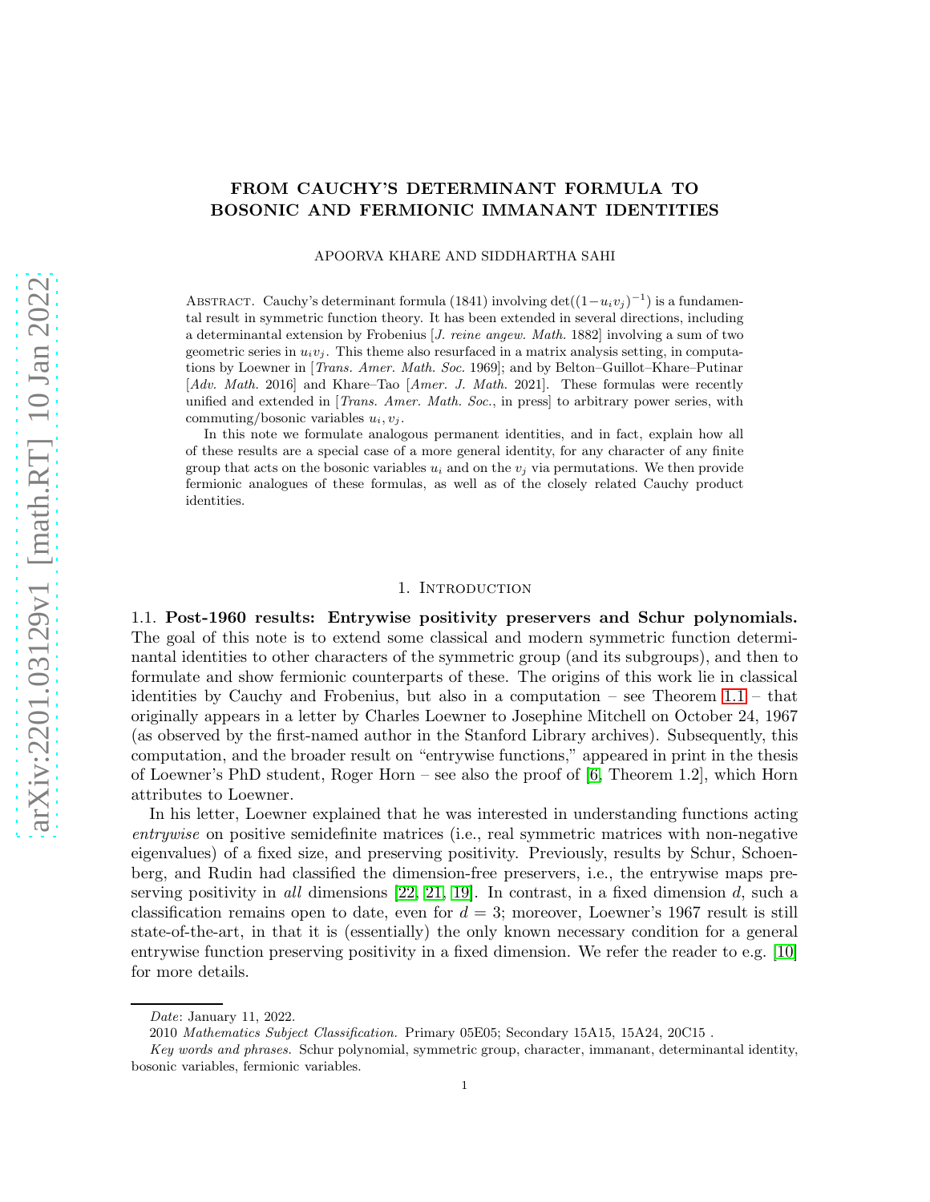# FROM CAUCHY'S DETERMINANT FORMULA TO BOSONIC AND FERMIONIC IMMANANT IDENTITIES

APOORVA KHARE AND SIDDHARTHA SAHI

Abstract. Cauchy's determinant formula (1841) involving $\det((1-u_i v_j)^{-1})$ is a fundamental result in symmetric function theory. It has been extended in several directions, including a determinantal extension by Frobenius [*J. reine angew. Math.* 1882] involving a sum of two geometric series in $u_i v_j$. This theme also resurfaced in a matrix analysis setting, in computations by Loewner in [*Trans. Amer. Math. Soc.* 1969]; and by Belton–Guillot–Khare–Putinar [*Adv. Math.* 2016] and Khare–Tao [*Amer. J. Math.* 2021]. These formulas were recently unified and extended in [*Trans. Amer. Math. Soc.*, in press] to arbitrary power series, with commuting/bosonic variables $u_i, v_j$.

In this note we formulate analogous permanent identities, and in fact, explain how all of these results are a special case of a more general identity, for any character of any finite group that acts on the bosonic variables $u_i$ and on the $v_j$ via permutations. We then provide fermionic analogues of these formulas, as well as of the closely related Cauchy product identities.

## 1. Introduction

**1.1. Post-1960 results: Entrywise positivity preservers and Schur polynomials.** The goal of this note is to extend some classical and modern symmetric function determinantal identities to other characters of the symmetric group (and its subgroups), and then to formulate and show fermionic counterparts of these. The origins of this work lie in classical identities by Cauchy and Frobenius, but also in a computation – see Theorem 1.1 – that originally appears in a letter by Charles Loewner to Josephine Mitchell on October 24, 1967 (as observed by the first-named author in the Stanford Library archives). Subsequently, this computation, and the broader result on "entrywise functions," appeared in print in the thesis of Loewner's PhD student, Roger Horn – see also the proof of [6, Theorem 1.2], which Horn attributes to Loewner.

In his letter, Loewner explained that he was interested in understanding functions acting *entrywise* on positive semidefinite matrices (i.e., real symmetric matrices with non-negative eigenvalues) of a fixed size, and preserving positivity. Previously, results by Schur, Schoenberg, and Rudin had classified the dimension-free preservers, i.e., the entrywise maps preserving positivity in *all* dimensions [22, 21, 19]. In contrast, in a fixed dimension $d$, such a classification remains open to date, even for $d = 3$; moreover, Loewner's 1967 result is still state-of-the-art, in that it is (essentially) the only known necessary condition for a general entrywise function preserving positivity in a fixed dimension. We refer the reader to e.g. [10] for more details.

---

*Date*: January 11, 2022.

2010 *Mathematics Subject Classification.* Primary 05E05; Secondary 15A15, 15A24, 20C15 .

*Key words and phrases.* Schur polynomial, symmetric group, character, immanant, determinantal identity, bosonic variables, fermionic variables.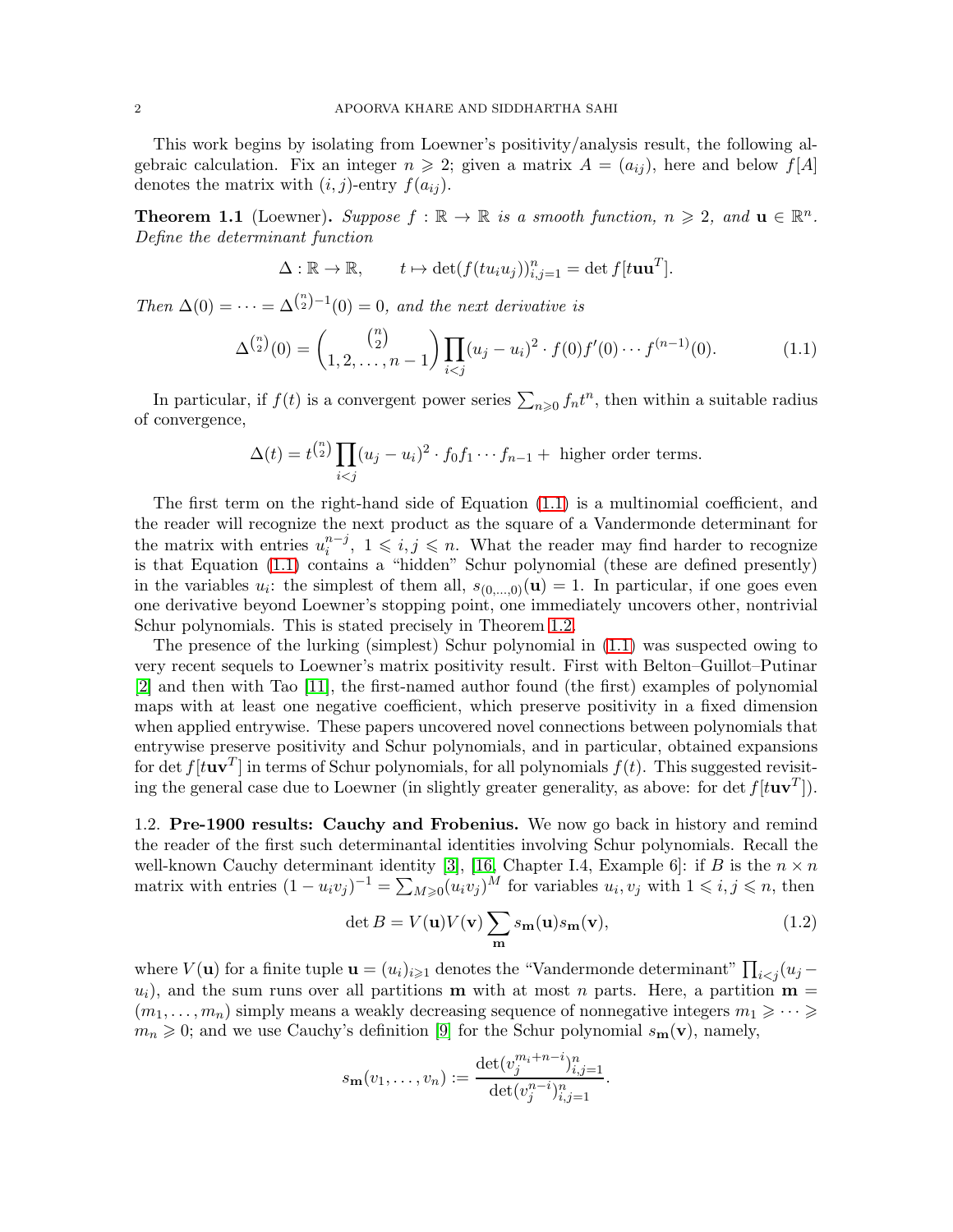This work begins by isolating from Loewner's positivity/analysis result, the following algebraic calculation. Fix an integer $n \geqslant 2$; given a matrix $A = (a_{ij})$, here and below $f[A]$ denotes the matrix with $(i,j)$-entry $f(a_{ij})$.

**Theorem 1.1** (Loewner)**.** *Suppose $f : \mathbb{R} \to \mathbb{R}$ is a smooth function, $n \geqslant 2$, and $\mathbf{u} \in \mathbb{R}^n$. Define the determinant function*

$$\Delta : \mathbb{R} \to \mathbb{R}, \qquad t \mapsto \det(f(tu_iu_j))_{i,j=1}^n = \det f[t\mathbf{u}\mathbf{u}^T].$$

*Then $\Delta(0) = \cdots = \Delta^{(\binom{n}{2}-1)}(0) = 0$, and the next derivative is*

$$\Delta^{(\binom{n}{2})}(0) = \binom{\binom{n}{2}}{1, 2, \dots, n-1} \prod_{i<j} (u_j - u_i)^2 \cdot f(0)f'(0)\cdots f^{(n-1)}(0). \tag{1.1}$$

In particular, if $f(t)$ is a convergent power series $\sum_{n \geqslant 0} f_n t^n$, then within a suitable radius of convergence,

$$\Delta(t) = t^{\binom{n}{2}} \prod_{i<j} (u_j - u_i)^2 \cdot f_0 f_1 \cdots f_{n-1} + \text{ higher order terms.}$$

The first term on the right-hand side of Equation (1.1) is a multinomial coefficient, and the reader will recognize the next product as the square of a Vandermonde determinant for the matrix with entries $u_i^{n-j}$, $1 \leqslant i, j \leqslant n$. What the reader may find harder to recognize is that Equation (1.1) contains a "hidden" Schur polynomial (these are defined presently) in the variables $u_i$: the simplest of them all, $s_{(0,\dots,0)}(\mathbf{u}) = 1$. In particular, if one goes even one derivative beyond Loewner's stopping point, one immediately uncovers other, nontrivial Schur polynomials. This is stated precisely in Theorem 1.2.

The presence of the lurking (simplest) Schur polynomial in (1.1) was suspected owing to very recent sequels to Loewner's matrix positivity result. First with Belton–Guillot–Putinar [2] and then with Tao [11], the first-named author found (the first) examples of polynomial maps with at least one negative coefficient, which preserve positivity in a fixed dimension when applied entrywise. These papers uncovered novel connections between polynomials that entrywise preserve positivity and Schur polynomials, and in particular, obtained expansions for $\det f[t\mathbf{u}\mathbf{v}^T]$ in terms of Schur polynomials, for all polynomials $f(t)$. This suggested revisiting the general case due to Loewner (in slightly greater generality, as above: for $\det f[t\mathbf{u}\mathbf{v}^T]$).

1.2. **Pre-1900 results: Cauchy and Frobenius.** We now go back in history and remind the reader of the first such determinantal identities involving Schur polynomials. Recall the well-known Cauchy determinant identity [3], [16, Chapter I.4, Example 6]: if $B$ is the $n \times n$ matrix with entries $(1 - u_iv_j)^{-1} = \sum_{M \geqslant 0} (u_iv_j)^M$ for variables $u_i, v_j$ with $1 \leqslant i, j \leqslant n$, then

$$\det B = V(\mathbf{u})V(\mathbf{v}) \sum_{\mathbf{m}} s_{\mathbf{m}}(\mathbf{u}) s_{\mathbf{m}}(\mathbf{v}), \tag{1.2}$$

where $V(\mathbf{u})$ for a finite tuple $\mathbf{u} = (u_i)_{i \geqslant 1}$ denotes the "Vandermonde determinant" $\prod_{i<j}(u_j - u_i)$, and the sum runs over all partitions $\mathbf{m}$ with at most $n$ parts. Here, a partition $\mathbf{m} = (m_1, \dots, m_n)$ simply means a weakly decreasing sequence of nonnegative integers $m_1 \geqslant \cdots \geqslant m_n \geqslant 0$; and we use Cauchy's definition [9] for the Schur polynomial $s_{\mathbf{m}}(\mathbf{v})$, namely,

$$s_{\mathbf{m}}(v_1, \dots, v_n) := \frac{\det(v_j^{m_i+n-i})_{i,j=1}^n}{\det(v_j^{n-i})_{i,j=1}^n}.$$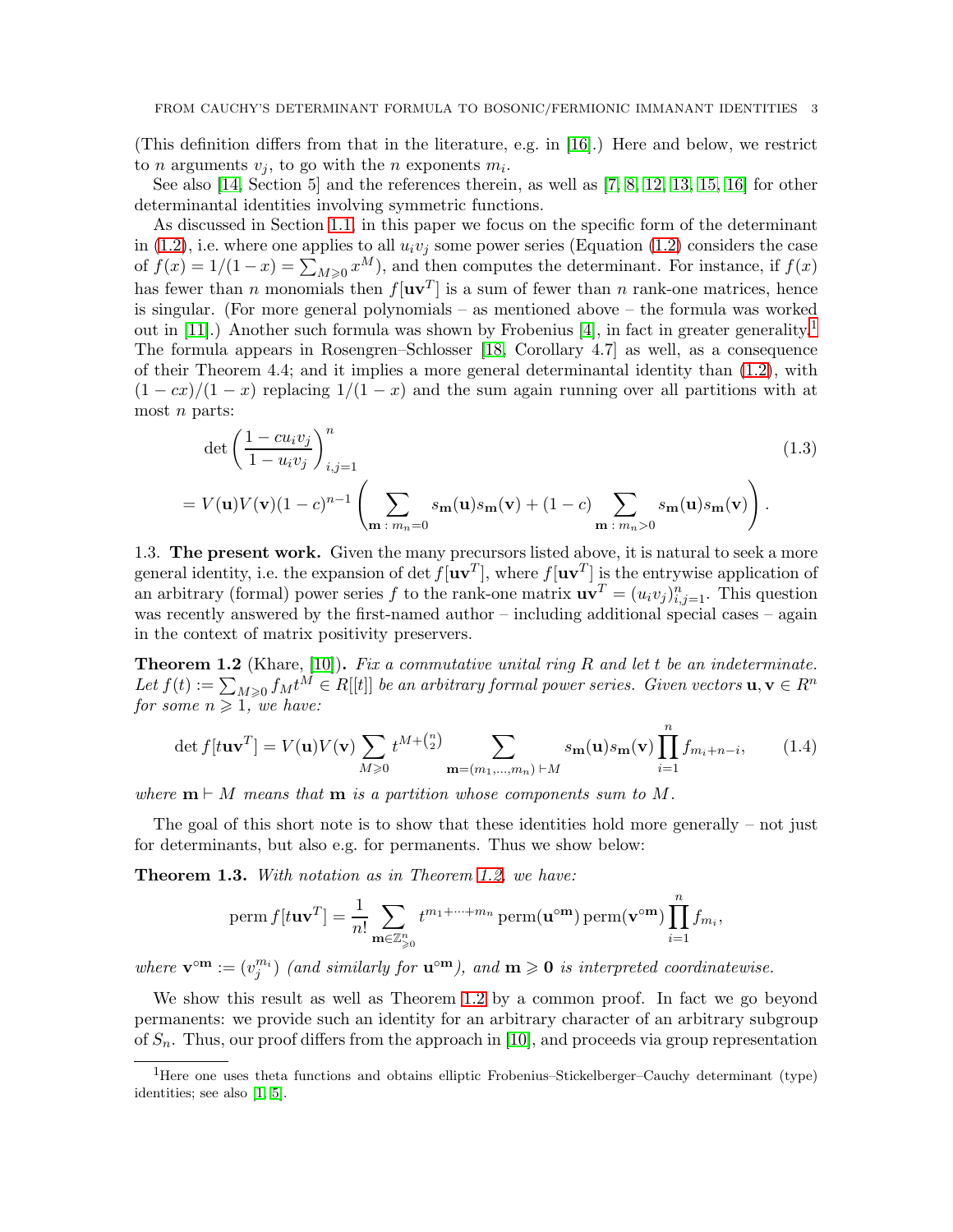(This definition differs from that in the literature, e.g. in [16].) Here and below, we restrict to $n$ arguments $v_j$, to go with the $n$ exponents $m_i$.

See also [14, Section 5] and the references therein, as well as [7, 8, 12, 13, 15, 16] for other determinantal identities involving symmetric functions.

As discussed in Section 1.1, in this paper we focus on the specific form of the determinant in (1.2), i.e. where one applies to all $u_i v_j$ some power series (Equation (1.2) considers the case of $f(x) = 1/(1-x) = \sum_{M \geqslant 0} x^M$), and then computes the determinant. For instance, if $f(x)$ has fewer than $n$ monomials then $f[\mathbf{u}\mathbf{v}^T]$ is a sum of fewer than $n$ rank-one matrices, hence is singular. (For more general polynomials – as mentioned above – the formula was worked out in [11].) Another such formula was shown by Frobenius [4], in fact in greater generality.[1] The formula appears in Rosengren–Schlosser [18, Corollary 4.7] as well, as a consequence of their Theorem 4.4; and it implies a more general determinantal identity than (1.2), with $(1-cx)/(1-x)$ replacing $1/(1-x)$ and the sum again running over all partitions with at most $n$ parts:

$$\det \left( \frac{1 - c u_i v_j}{1 - u_i v_j} \right)_{i,j=1}^n \tag{1.3}$$
$$= V(\mathbf{u}) V(\mathbf{v}) (1-c)^{n-1} \left( \sum_{\mathbf{m} \,:\, m_n = 0} s_{\mathbf{m}}(\mathbf{u}) s_{\mathbf{m}}(\mathbf{v}) + (1-c) \sum_{\mathbf{m} \,:\, m_n > 0} s_{\mathbf{m}}(\mathbf{u}) s_{\mathbf{m}}(\mathbf{v}) \right).$$

1.3. **The present work.** Given the many precursors listed above, it is natural to seek a more general identity, i.e. the expansion of $\det f[\mathbf{u}\mathbf{v}^T]$, where $f[\mathbf{u}\mathbf{v}^T]$ is the entrywise application of an arbitrary (formal) power series $f$ to the rank-one matrix $\mathbf{u}\mathbf{v}^T = (u_i v_j)_{i,j=1}^n$. This question was recently answered by the first-named author – including additional special cases – again in the context of matrix positivity preservers.

**Theorem 1.2** (Khare, [10]). *Fix a commutative unital ring $R$ and let $t$ be an indeterminate. Let $f(t) := \sum_{M \geqslant 0} f_M t^M \in R[[t]]$ be an arbitrary formal power series. Given vectors $\mathbf{u}, \mathbf{v} \in R^n$ for some $n \geqslant 1$, we have:*

$$\det f[t\mathbf{u}\mathbf{v}^T] = V(\mathbf{u}) V(\mathbf{v}) \sum_{M \geqslant 0} t^{M + \binom{n}{2}} \sum_{\mathbf{m} = (m_1, \dots, m_n) \,\vdash\, M} s_{\mathbf{m}}(\mathbf{u}) s_{\mathbf{m}}(\mathbf{v}) \prod_{i=1}^n f_{m_i + n - i}, \tag{1.4}$$

*where $\mathbf{m} \vdash M$ means that $\mathbf{m}$ is a partition whose components sum to $M$.*

The goal of this short note is to show that these identities hold more generally – not just for determinants, but also e.g. for permanents. Thus we show below:

**Theorem 1.3.** *With notation as in Theorem 1.2, we have:*

$$\operatorname{perm} f[t\mathbf{u}\mathbf{v}^T] = \frac{1}{n!} \sum_{\mathbf{m} \in \mathbb{Z}_{\geqslant 0}^n} t^{m_1 + \cdots + m_n} \operatorname{perm}(\mathbf{u}^{\circ \mathbf{m}}) \operatorname{perm}(\mathbf{v}^{\circ \mathbf{m}}) \prod_{i=1}^n f_{m_i},$$

*where $\mathbf{v}^{\circ \mathbf{m}} := (v_j^{m_i})$ (and similarly for $\mathbf{u}^{\circ \mathbf{m}}$), and $\mathbf{m} \geqslant \mathbf{0}$ is interpreted coordinatewise.*

We show this result as well as Theorem 1.2 by a common proof. In fact we go beyond permanents: we provide such an identity for an arbitrary character of an arbitrary subgroup of $S_n$. Thus, our proof differs from the approach in [10], and proceeds via group representation

[1] Here one uses theta functions and obtains elliptic Frobenius–Stickelberger–Cauchy determinant (type) identities; see also [1, 5].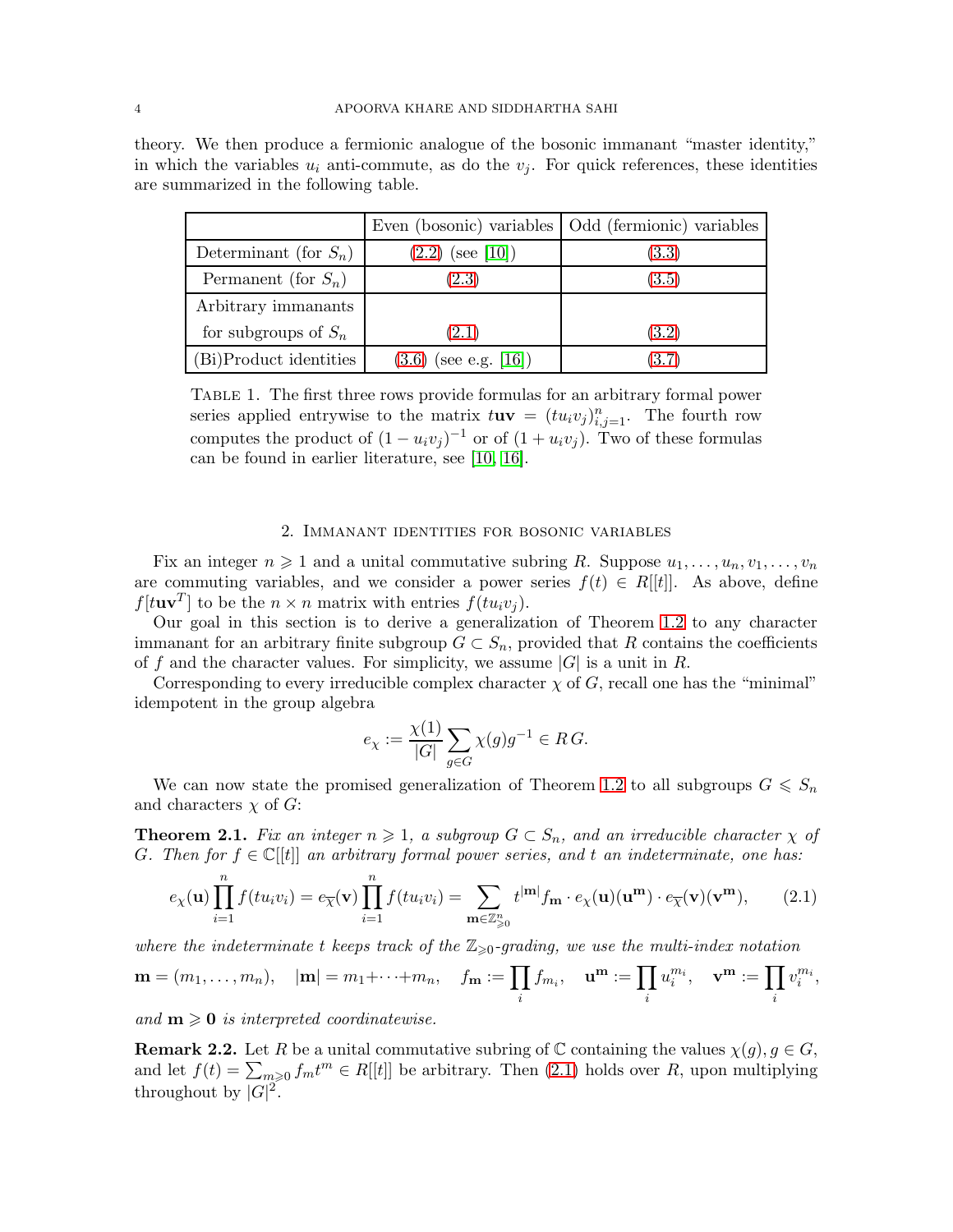theory. We then produce a fermionic analogue of the bosonic immanant "master identity," in which the variables $u_i$ anti-commute, as do the $v_j$. For quick references, these identities are summarized in the following table.

| | Even (bosonic) variables | Odd (fermionic) variables |
|---|---|---|
| Determinant (for $S_n$) | (2.2) (see [10]) | (3.3) |
| Permanent (for $S_n$) | (2.3) | (3.5) |
| Arbitrary immanants for subgroups of $S_n$ | (2.1) | (3.2) |
| (Bi)Product identities | (3.6) (see e.g. [16]) | (3.7) |

Table 1. The first three rows provide formulas for an arbitrary formal power series applied entrywise to the matrix $t\mathbf{uv} = (tu_iv_j)_{i,j=1}^n$. The fourth row computes the product of $(1-u_iv_j)^{-1}$ or of $(1+u_iv_j)$. Two of these formulas can be found in earlier literature, see [10, 16].

## 2. Immanant identities for bosonic variables

Fix an integer $n \geqslant 1$ and a unital commutative subring $R$. Suppose $u_1, \dots, u_n, v_1, \dots, v_n$ are commuting variables, and we consider a power series $f(t) \in R[[t]]$. As above, define $f[t\mathbf{uv}^T]$ to be the $n \times n$ matrix with entries $f(tu_iv_j)$.

Our goal in this section is to derive a generalization of Theorem 1.2 to any character immanant for an arbitrary finite subgroup $G \subset S_n$, provided that $R$ contains the coefficients of $f$ and the character values. For simplicity, we assume $|G|$ is a unit in $R$.

Corresponding to every irreducible complex character $\chi$ of $G$, recall one has the "minimal" idempotent in the group algebra

$$e_\chi := \frac{\chi(1)}{|G|} \sum_{g \in G} \chi(g) g^{-1} \in R\,G.$$

We can now state the promised generalization of Theorem 1.2 to all subgroups $G \leqslant S_n$ and characters $\chi$ of $G$:

**Theorem 2.1.** *Fix an integer $n \geqslant 1$, a subgroup $G \subset S_n$, and an irreducible character $\chi$ of $G$. Then for $f \in \mathbb{C}[[t]]$ an arbitrary formal power series, and $t$ an indeterminate, one has:*

$$e_\chi(\mathbf{u}) \prod_{i=1}^n f(tu_iv_i) = e_{\overline{\chi}}(\mathbf{v}) \prod_{i=1}^n f(tu_iv_i) = \sum_{\mathbf{m} \in \mathbb{Z}_{\geqslant 0}^n} t^{|\mathbf{m}|} f_{\mathbf{m}} \cdot e_\chi(\mathbf{u})(\mathbf{u}^{\mathbf{m}}) \cdot e_{\overline{\chi}}(\mathbf{v})(\mathbf{v}^{\mathbf{m}}), \tag{2.1}$$

*where the indeterminate $t$ keeps track of the $\mathbb{Z}_{\geqslant 0}$-grading, we use the multi-index notation*

$$\mathbf{m} = (m_1, \dots, m_n), \quad |\mathbf{m}| = m_1 + \cdots + m_n, \quad f_{\mathbf{m}} := \prod_i f_{m_i}, \quad \mathbf{u}^{\mathbf{m}} := \prod_i u_i^{m_i}, \quad \mathbf{v}^{\mathbf{m}} := \prod_i v_i^{m_i},$$

*and $\mathbf{m} \geqslant \mathbf{0}$ is interpreted coordinatewise.*

**Remark 2.2.** Let $R$ be a unital commutative subring of $\mathbb{C}$ containing the values $\chi(g), g \in G$, and let $f(t) = \sum_{m \geqslant 0} f_m t^m \in R[[t]]$ be arbitrary. Then (2.1) holds over $R$, upon multiplying throughout by $|G|^2$.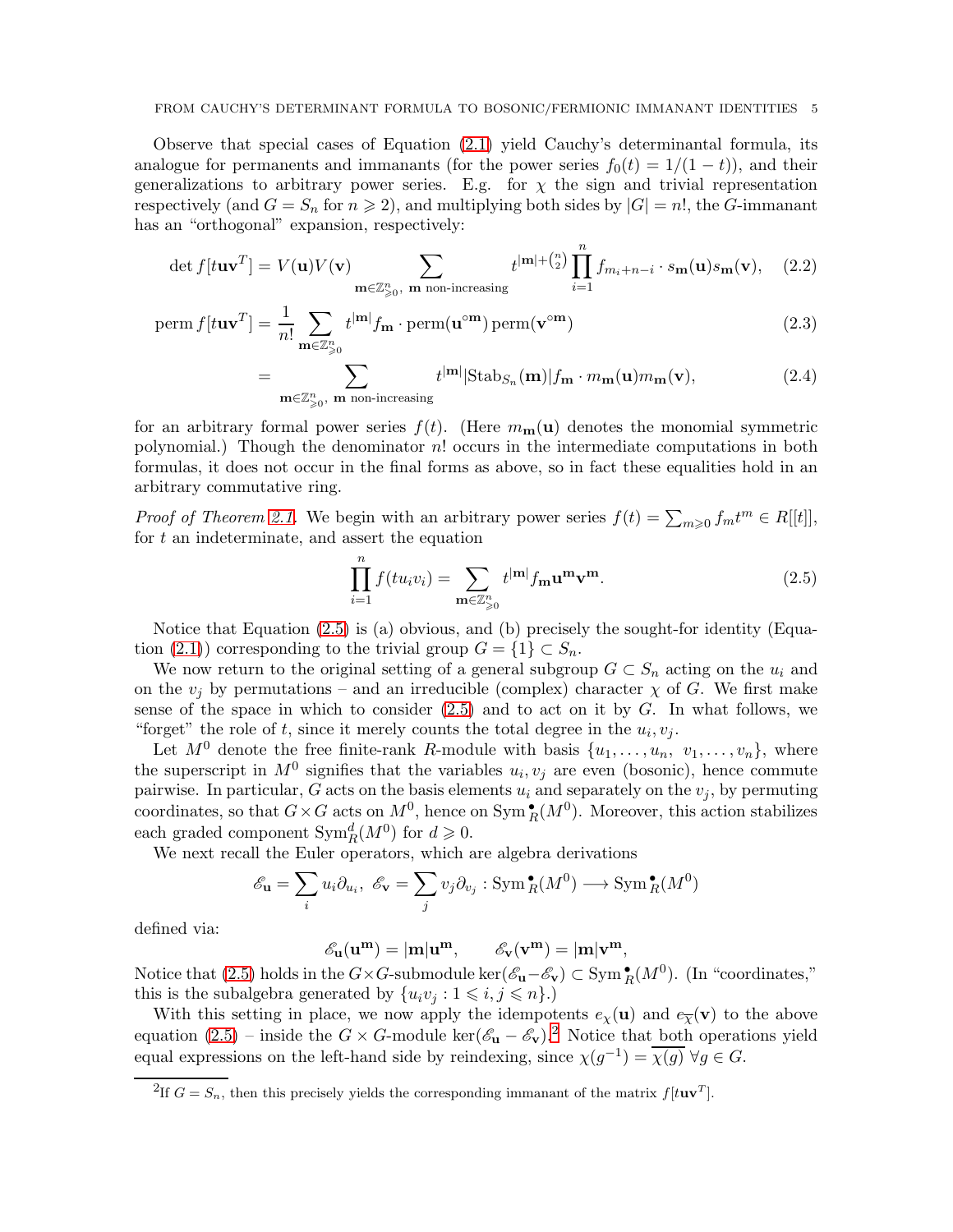Observe that special cases of Equation (2.1) yield Cauchy's determinantal formula, its analogue for permanents and immanants (for the power series $f_0(t) = 1/(1-t)$), and their generalizations to arbitrary power series. E.g. for $\chi$ the sign and trivial representation respectively (and $G = S_n$ for $n \geqslant 2$), and multiplying both sides by $|G| = n!$, the $G$-immanant has an "orthogonal" expansion, respectively:

$$\det f[t\mathbf{u}\mathbf{v}^T] = V(\mathbf{u})V(\mathbf{v}) \sum_{\mathbf{m} \in \mathbb{Z}^n_{\geqslant 0},\ \mathbf{m} \text{ non-increasing}} t^{|\mathbf{m}| + \binom{n}{2}} \prod_{i=1}^n f_{m_i + n - i} \cdot s_{\mathbf{m}}(\mathbf{u}) s_{\mathbf{m}}(\mathbf{v}), \quad (2.2)$$

$$\operatorname{perm} f[t\mathbf{u}\mathbf{v}^T] = \frac{1}{n!} \sum_{\mathbf{m} \in \mathbb{Z}^n_{\geqslant 0}} t^{|\mathbf{m}|} f_{\mathbf{m}} \cdot \operatorname{perm}(\mathbf{u}^{\circ \mathbf{m}}) \operatorname{perm}(\mathbf{v}^{\circ \mathbf{m}}) \quad (2.3)$$

$$= \sum_{\mathbf{m} \in \mathbb{Z}^n_{\geqslant 0},\ \mathbf{m} \text{ non-increasing}} t^{|\mathbf{m}|} |\operatorname{Stab}_{S_n}(\mathbf{m})| f_{\mathbf{m}} \cdot m_{\mathbf{m}}(\mathbf{u}) m_{\mathbf{m}}(\mathbf{v}), \quad (2.4)$$

for an arbitrary formal power series $f(t)$. (Here $m_{\mathbf{m}}(\mathbf{u})$ denotes the monomial symmetric polynomial.) Though the denominator $n!$ occurs in the intermediate computations in both formulas, it does not occur in the final forms as above, so in fact these equalities hold in an arbitrary commutative ring.

*Proof of Theorem 2.1.* We begin with an arbitrary power series $f(t) = \sum_{m \geqslant 0} f_m t^m \in R[[t]]$, for $t$ an indeterminate, and assert the equation

$$\prod_{i=1}^n f(tu_i v_i) = \sum_{\mathbf{m} \in \mathbb{Z}^n_{\geqslant 0}} t^{|\mathbf{m}|} f_{\mathbf{m}} \mathbf{u}^{\mathbf{m}} \mathbf{v}^{\mathbf{m}}. \quad (2.5)$$

Notice that Equation (2.5) is (a) obvious, and (b) precisely the sought-for identity (Equation (2.1)) corresponding to the trivial group $G = \{1\} \subset S_n$.

We now return to the original setting of a general subgroup $G \subset S_n$ acting on the $u_i$ and on the $v_j$ by permutations – and an irreducible (complex) character $\chi$ of $G$. We first make sense of the space in which to consider (2.5) and to act on it by $G$. In what follows, we "forget" the role of $t$, since it merely counts the total degree in the $u_i, v_j$.

Let $M^0$ denote the free finite-rank $R$-module with basis $\{u_1, \dots, u_n,\ v_1, \dots, v_n\}$, where the superscript in $M^0$ signifies that the variables $u_i, v_j$ are even (bosonic), hence commute pairwise. In particular, $G$ acts on the basis elements $u_i$ and separately on the $v_j$, by permuting coordinates, so that $G \times G$ acts on $M^0$, hence on $\operatorname{Sym}^\bullet_R(M^0)$. Moreover, this action stabilizes each graded component $\operatorname{Sym}^d_R(M^0)$ for $d \geqslant 0$.

We next recall the Euler operators, which are algebra derivations

$$\mathscr{E}_{\mathbf{u}} = \sum_i u_i \partial_{u_i},\ \mathscr{E}_{\mathbf{v}} = \sum_j v_j \partial_{v_j} : \operatorname{Sym}^\bullet_R(M^0) \longrightarrow \operatorname{Sym}^\bullet_R(M^0)$$

defined via:

$$\mathscr{E}_{\mathbf{u}}(\mathbf{u}^{\mathbf{m}}) = |\mathbf{m}|\mathbf{u}^{\mathbf{m}}, \qquad \mathscr{E}_{\mathbf{v}}(\mathbf{v}^{\mathbf{m}}) = |\mathbf{m}|\mathbf{v}^{\mathbf{m}},$$

Notice that (2.5) holds in the $G \times G$-submodule $\ker(\mathscr{E}_{\mathbf{u}} - \mathscr{E}_{\mathbf{v}}) \subset \operatorname{Sym}^\bullet_R(M^0)$. (In "coordinates," this is the subalgebra generated by $\{u_i v_j : 1 \leqslant i, j \leqslant n\}$.)

With this setting in place, we now apply the idempotents $e_\chi(\mathbf{u})$ and $e_{\overline{\chi}}(\mathbf{v})$ to the above equation (2.5) – inside the $G \times G$-module $\ker(\mathscr{E}_{\mathbf{u}} - \mathscr{E}_{\mathbf{v}})$.[2] Notice that both operations yield equal expressions on the left-hand side by reindexing, since $\chi(g^{-1}) = \overline{\chi(g)}\ \forall g \in G$.

[2] If $G = S_n$, then this precisely yields the corresponding immanant of the matrix $f[t\mathbf{u}\mathbf{v}^T]$.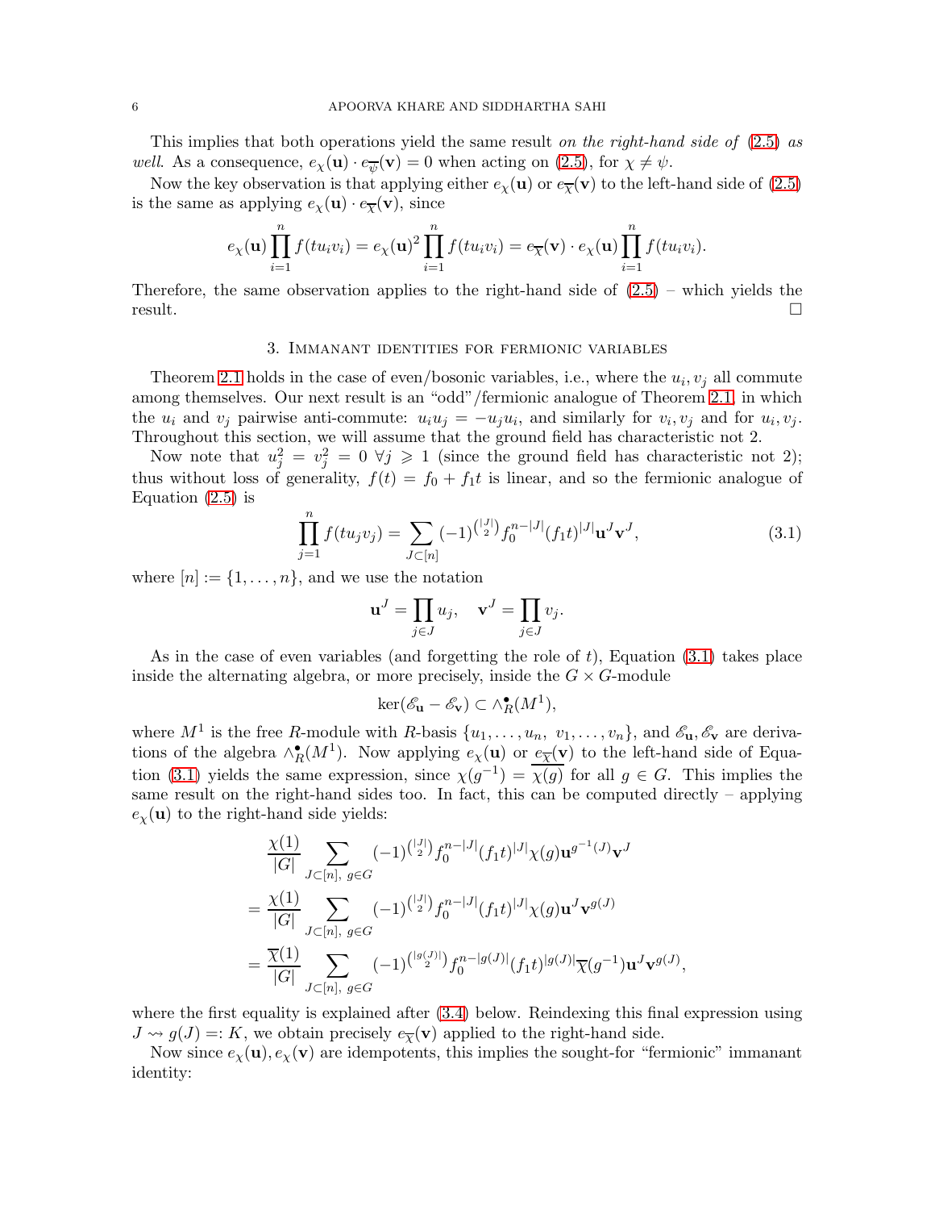This implies that both operations yield the same result *on the right-hand side of* (2.5) *as well*. As a consequence, $e_\chi(\mathbf{u}) \cdot e_{\overline{\psi}}(\mathbf{v}) = 0$ when acting on (2.5), for $\chi \neq \psi$.

Now the key observation is that applying either $e_\chi(\mathbf{u})$ or $e_{\overline{\chi}}(\mathbf{v})$ to the left-hand side of (2.5) is the same as applying $e_\chi(\mathbf{u}) \cdot e_{\overline{\chi}}(\mathbf{v})$, since

$$e_\chi(\mathbf{u}) \prod_{i=1}^n f(tu_i v_i) = e_\chi(\mathbf{u})^2 \prod_{i=1}^n f(tu_i v_i) = e_{\overline{\chi}}(\mathbf{v}) \cdot e_\chi(\mathbf{u}) \prod_{i=1}^n f(tu_i v_i).$$

Therefore, the same observation applies to the right-hand side of (2.5) – which yields the result. $\square$

## 3. Immanant identities for fermionic variables

Theorem 2.1 holds in the case of even/bosonic variables, i.e., where the $u_i, v_j$ all commute among themselves. Our next result is an "odd"/fermionic analogue of Theorem 2.1, in which the $u_i$ and $v_j$ pairwise anti-commute: $u_i u_j = -u_j u_i$, and similarly for $v_i, v_j$ and for $u_i, v_j$. Throughout this section, we will assume that the ground field has characteristic not 2.

Now note that $u_j^2 = v_j^2 = 0 \ \forall j \geqslant 1$ (since the ground field has characteristic not 2); thus without loss of generality, $f(t) = f_0 + f_1 t$ is linear, and so the fermionic analogue of Equation (2.5) is

$$\prod_{j=1}^n f(tu_j v_j) = \sum_{J \subset [n]} (-1)^{\binom{|J|}{2}} f_0^{n-|J|} (f_1 t)^{|J|} \mathbf{u}^J \mathbf{v}^J, \tag{3.1}$$

where $[n] := \{1, \ldots, n\}$, and we use the notation

$$\mathbf{u}^J = \prod_{j \in J} u_j, \quad \mathbf{v}^J = \prod_{j \in J} v_j.$$

As in the case of even variables (and forgetting the role of $t$), Equation (3.1) takes place inside the alternating algebra, or more precisely, inside the $G \times G$-module

$$\ker(\mathscr{E}_\mathbf{u} - \mathscr{E}_\mathbf{v}) \subset \wedge^\bullet_R(M^1),$$

where $M^1$ is the free $R$-module with $R$-basis $\{u_1, \ldots, u_n, \ v_1, \ldots, v_n\}$, and $\mathscr{E}_\mathbf{u}, \mathscr{E}_\mathbf{v}$ are derivations of the algebra $\wedge^\bullet_R(M^1)$. Now applying $e_\chi(\mathbf{u})$ or $e_{\overline{\chi}}(\mathbf{v})$ to the left-hand side of Equation (3.1) yields the same expression, since $\chi(g^{-1}) = \overline{\chi(g)}$ for all $g \in G$. This implies the same result on the right-hand sides too. In fact, this can be computed directly – applying $e_\chi(\mathbf{u})$ to the right-hand side yields:

$$\begin{aligned}
& \frac{\chi(1)}{|G|} \sum_{J \subset [n], \ g \in G} (-1)^{\binom{|J|}{2}} f_0^{n-|J|} (f_1 t)^{|J|} \chi(g) \mathbf{u}^{g^{-1}(J)} \mathbf{v}^J \\
= & \frac{\chi(1)}{|G|} \sum_{J \subset [n], \ g \in G} (-1)^{\binom{|J|}{2}} f_0^{n-|J|} (f_1 t)^{|J|} \chi(g) \mathbf{u}^J \mathbf{v}^{g(J)} \\
= & \frac{\overline{\chi}(1)}{|G|} \sum_{J \subset [n], \ g \in G} (-1)^{\binom{|g(J)|}{2}} f_0^{n-|g(J)|} (f_1 t)^{|g(J)|} \overline{\chi}(g^{-1}) \mathbf{u}^J \mathbf{v}^{g(J)},
\end{aligned}$$

where the first equality is explained after (3.4) below. Reindexing this final expression using $J \rightsquigarrow g(J) =: K$, we obtain precisely $e_{\overline{\chi}}(\mathbf{v})$ applied to the right-hand side.

Now since $e_\chi(\mathbf{u}), e_\chi(\mathbf{v})$ are idempotents, this implies the sought-for "fermionic" immanant identity: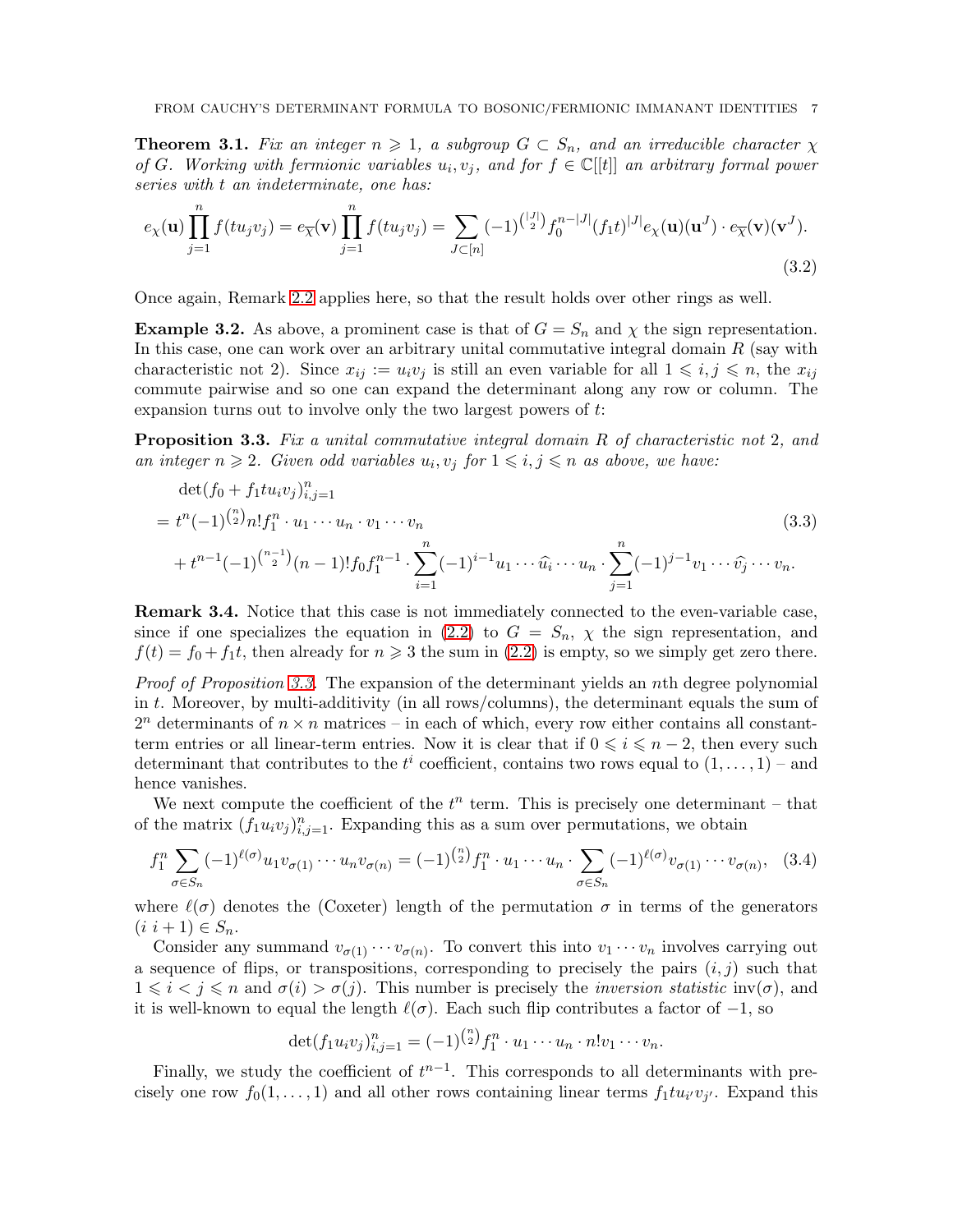**Theorem 3.1.** *Fix an integer $n \geqslant 1$, a subgroup $G \subset S_n$, and an irreducible character $\chi$ of $G$. Working with fermionic variables $u_i, v_j$, and for $f \in \mathbb{C}[[t]]$ an arbitrary formal power series with $t$ an indeterminate, one has:*

$$e_\chi(\mathbf{u}) \prod_{j=1}^n f(tu_jv_j) = e_{\overline{\chi}}(\mathbf{v}) \prod_{j=1}^n f(tu_jv_j) = \sum_{J \subset [n]} (-1)^{\binom{|J|}{2}} f_0^{n-|J|} (f_1 t)^{|J|} e_\chi(\mathbf{u})(\mathbf{u}^J) \cdot e_{\overline{\chi}}(\mathbf{v})(\mathbf{v}^J). \tag{3.2}$$

Once again, Remark 2.2 applies here, so that the result holds over other rings as well.

**Example 3.2.** As above, a prominent case is that of $G = S_n$ and $\chi$ the sign representation. In this case, one can work over an arbitrary unital commutative integral domain $R$ (say with characteristic not 2). Since $x_{ij} := u_iv_j$ is still an even variable for all $1 \leqslant i, j \leqslant n$, the $x_{ij}$ commute pairwise and so one can expand the determinant along any row or column. The expansion turns out to involve only the two largest powers of $t$:

**Proposition 3.3.** *Fix a unital commutative integral domain $R$ of characteristic not 2, and an integer $n \geqslant 2$. Given odd variables $u_i, v_j$ for $1 \leqslant i, j \leqslant n$ as above, we have:*

$$\begin{aligned}
&\det(f_0 + f_1 t u_i v_j)_{i,j=1}^n \\
&= t^n (-1)^{\binom{n}{2}} n! f_1^n \cdot u_1 \cdots u_n \cdot v_1 \cdots v_n \\
&\quad + t^{n-1} (-1)^{\binom{n-1}{2}} (n-1)! f_0 f_1^{n-1} \cdot \sum_{i=1}^n (-1)^{i-1} u_1 \cdots \widehat{u_i} \cdots u_n \cdot \sum_{j=1}^n (-1)^{j-1} v_1 \cdots \widehat{v_j} \cdots v_n.
\end{aligned} \tag{3.3}$$

**Remark 3.4.** Notice that this case is not immediately connected to the even-variable case, since if one specializes the equation in (2.2) to $G = S_n$, $\chi$ the sign representation, and $f(t) = f_0 + f_1 t$, then already for $n \geqslant 3$ the sum in (2.2) is empty, so we simply get zero there.

*Proof of Proposition 3.3.* The expansion of the determinant yields an $n$th degree polynomial in $t$. Moreover, by multi-additivity (in all rows/columns), the determinant equals the sum of $2^n$ determinants of $n \times n$ matrices – in each of which, every row either contains all constant-term entries or all linear-term entries. Now it is clear that if $0 \leqslant i \leqslant n-2$, then every such determinant that contributes to the $t^i$ coefficient, contains two rows equal to $(1, \dots, 1)$ – and hence vanishes.

We next compute the coefficient of the $t^n$ term. This is precisely one determinant – that of the matrix $(f_1 u_i v_j)_{i,j=1}^n$. Expanding this as a sum over permutations, we obtain

$$f_1^n \sum_{\sigma \in S_n} (-1)^{\ell(\sigma)} u_1 v_{\sigma(1)} \cdots u_n v_{\sigma(n)} = (-1)^{\binom{n}{2}} f_1^n \cdot u_1 \cdots u_n \cdot \sum_{\sigma \in S_n} (-1)^{\ell(\sigma)} v_{\sigma(1)} \cdots v_{\sigma(n)}, \tag{3.4}$$

where $\ell(\sigma)$ denotes the (Coxeter) length of the permutation $\sigma$ in terms of the generators $(i\ i+1) \in S_n$.

Consider any summand $v_{\sigma(1)} \cdots v_{\sigma(n)}$. To convert this into $v_1 \cdots v_n$ involves carrying out a sequence of flips, or transpositions, corresponding to precisely the pairs $(i, j)$ such that $1 \leqslant i < j \leqslant n$ and $\sigma(i) > \sigma(j)$. This number is precisely the *inversion statistic* $\mathrm{inv}(\sigma)$, and it is well-known to equal the length $\ell(\sigma)$. Each such flip contributes a factor of $-1$, so

$$\det(f_1 u_i v_j)_{i,j=1}^n = (-1)^{\binom{n}{2}} f_1^n \cdot u_1 \cdots u_n \cdot n! v_1 \cdots v_n.$$

Finally, we study the coefficient of $t^{n-1}$. This corresponds to all determinants with precisely one row $f_0(1, \dots, 1)$ and all other rows containing linear terms $f_1 t u_{i'} v_{j'}$. Expand this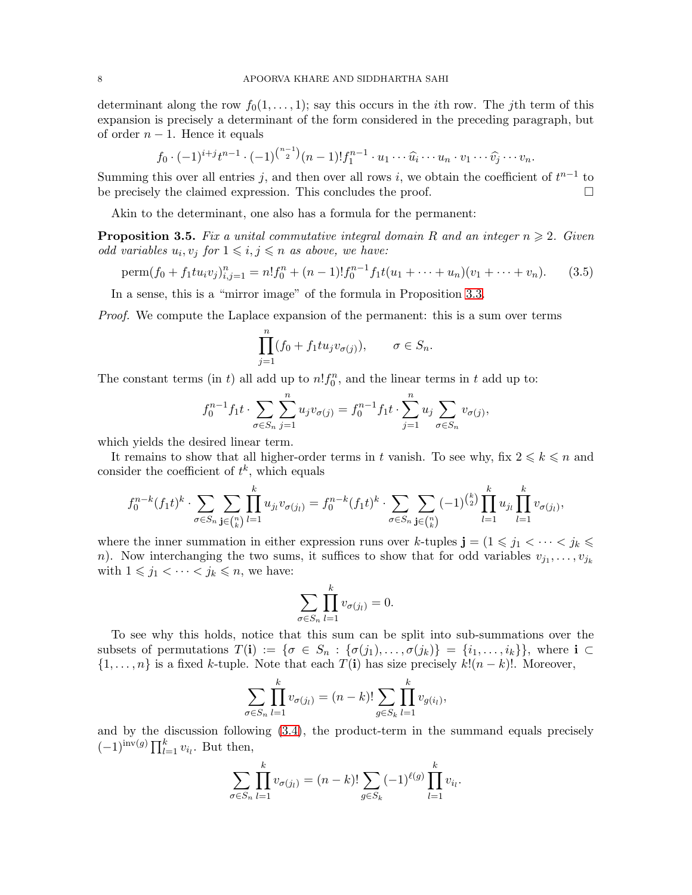determinant along the row $f_0(1, \dots, 1)$; say this occurs in the $i$th row. The $j$th term of this expansion is precisely a determinant of the form considered in the preceding paragraph, but of order $n-1$. Hence it equals

$$f_0 \cdot (-1)^{i+j} t^{n-1} \cdot (-1)^{\binom{n-1}{2}} (n-1)! f_1^{n-1} \cdot u_1 \cdots \widehat{u_i} \cdots u_n \cdot v_1 \cdots \widehat{v_j} \cdots v_n.$$

Summing this over all entries $j$, and then over all rows $i$, we obtain the coefficient of $t^{n-1}$ to be precisely the claimed expression. This concludes the proof. $\square$

Akin to the determinant, one also has a formula for the permanent:

**Proposition 3.5.** *Fix a unital commutative integral domain $R$ and an integer $n \geqslant 2$. Given odd variables $u_i, v_j$ for $1 \leqslant i, j \leqslant n$ as above, we have:*

$$\operatorname{perm}(f_0 + f_1 t u_i v_j)_{i,j=1}^n = n! f_0^n + (n-1)! f_0^{n-1} f_1 t (u_1 + \cdots + u_n)(v_1 + \cdots + v_n). \tag{3.5}$$

In a sense, this is a "mirror image" of the formula in Proposition 3.3.

*Proof.* We compute the Laplace expansion of the permanent: this is a sum over terms

$$\prod_{j=1}^n (f_0 + f_1 t u_j v_{\sigma(j)}), \qquad \sigma \in S_n.$$

The constant terms (in $t$) all add up to $n! f_0^n$, and the linear terms in $t$ add up to:

$$f_0^{n-1} f_1 t \cdot \sum_{\sigma \in S_n} \sum_{j=1}^n u_j v_{\sigma(j)} = f_0^{n-1} f_1 t \cdot \sum_{j=1}^n u_j \sum_{\sigma \in S_n} v_{\sigma(j)},$$

which yields the desired linear term.

It remains to show that all higher-order terms in $t$ vanish. To see why, fix $2 \leqslant k \leqslant n$ and consider the coefficient of $t^k$, which equals

$$f_0^{n-k} (f_1 t)^k \cdot \sum_{\sigma \in S_n} \sum_{\mathbf{j} \in \binom{n}{k}} \prod_{l=1}^k u_{j_l} v_{\sigma(j_l)} = f_0^{n-k} (f_1 t)^k \cdot \sum_{\sigma \in S_n} \sum_{\mathbf{j} \in \binom{n}{k}} (-1)^{\binom{k}{2}} \prod_{l=1}^k u_{j_l} \prod_{l=1}^k v_{\sigma(j_l)},$$

where the inner summation in either expression runs over $k$-tuples $\mathbf{j} = (1 \leqslant j_1 < \cdots < j_k \leqslant n)$. Now interchanging the two sums, it suffices to show that for odd variables $v_{j_1}, \dots, v_{j_k}$ with $1 \leqslant j_1 < \cdots < j_k \leqslant n$, we have:

$$\sum_{\sigma \in S_n} \prod_{l=1}^k v_{\sigma(j_l)} = 0.$$

To see why this holds, notice that this sum can be split into sub-summations over the subsets of permutations $T(\mathbf{i}) := \{\sigma \in S_n : \{\sigma(j_1), \dots, \sigma(j_k)\} = \{i_1, \dots, i_k\}\}$, where $\mathbf{i} \subset \{1, \dots, n\}$ is a fixed $k$-tuple. Note that each $T(\mathbf{i})$ has size precisely $k!(n-k)!$. Moreover,

$$\sum_{\sigma \in S_n} \prod_{l=1}^k v_{\sigma(j_l)} = (n-k)! \sum_{g \in S_k} \prod_{l=1}^k v_{g(i_l)},$$

and by the discussion following (3.4), the product-term in the summand equals precisely $(-1)^{\operatorname{inv}(g)} \prod_{l=1}^k v_{i_l}$. But then,

$$\sum_{\sigma \in S_n} \prod_{l=1}^k v_{\sigma(j_l)} = (n-k)! \sum_{g \in S_k} (-1)^{\ell(g)} \prod_{l=1}^k v_{i_l}.$$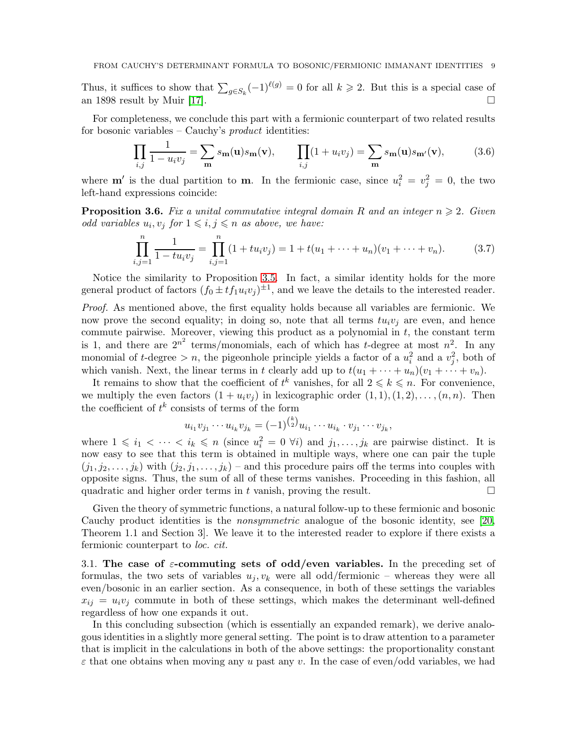Thus, it suffices to show that $\sum_{g \in S_k} (-1)^{\ell(g)} = 0$ for all $k \geqslant 2$. But this is a special case of an 1898 result by Muir [17]. $\square$

For completeness, we conclude this part with a fermionic counterpart of two related results for bosonic variables – Cauchy's *product* identities:

$$\prod_{i,j} \frac{1}{1 - u_i v_j} = \sum_{\mathbf{m}} s_{\mathbf{m}}(\mathbf{u}) s_{\mathbf{m}}(\mathbf{v}), \qquad \prod_{i,j} (1 + u_i v_j) = \sum_{\mathbf{m}} s_{\mathbf{m}}(\mathbf{u}) s_{\mathbf{m}'}(\mathbf{v}), \tag{3.6}$$

where $\mathbf{m}'$ is the dual partition to $\mathbf{m}$. In the fermionic case, since $u_i^2 = v_j^2 = 0$, the two left-hand expressions coincide:

**Proposition 3.6.** *Fix a unital commutative integral domain $R$ and an integer $n \geqslant 2$. Given odd variables $u_i, v_j$ for $1 \leqslant i, j \leqslant n$ as above, we have:*

$$\prod_{i,j=1}^{n} \frac{1}{1 - t u_i v_j} = \prod_{i,j=1}^{n} (1 + t u_i v_j) = 1 + t(u_1 + \cdots + u_n)(v_1 + \cdots + v_n). \tag{3.7}$$

Notice the similarity to Proposition 3.5. In fact, a similar identity holds for the more general product of factors $(f_0 \pm t f_1 u_i v_j)^{\pm 1}$, and we leave the details to the interested reader.

*Proof.* As mentioned above, the first equality holds because all variables are fermionic. We now prove the second equality; in doing so, note that all terms $t u_i v_j$ are even, and hence commute pairwise. Moreover, viewing this product as a polynomial in $t$, the constant term is 1, and there are $2^{n^2}$ terms/monomials, each of which has $t$-degree at most $n^2$. In any monomial of $t$-degree $> n$, the pigeonhole principle yields a factor of a $u_i^2$ and a $v_j^2$, both of which vanish. Next, the linear terms in $t$ clearly add up to $t(u_1 + \cdots + u_n)(v_1 + \cdots + v_n)$.

It remains to show that the coefficient of $t^k$ vanishes, for all $2 \leqslant k \leqslant n$. For convenience, we multiply the even factors $(1 + u_i v_j)$ in lexicographic order $(1,1), (1,2), \dots, (n,n)$. Then the coefficient of $t^k$ consists of terms of the form

$$u_{i_1} v_{j_1} \cdots u_{i_k} v_{j_k} = (-1)^{\binom{k}{2}} u_{i_1} \cdots u_{i_k} \cdot v_{j_1} \cdots v_{j_k},$$

where $1 \leqslant i_1 < \cdots < i_k \leqslant n$ (since $u_i^2 = 0 \ \forall i$) and $j_1, \dots, j_k$ are pairwise distinct. It is now easy to see that this term is obtained in multiple ways, where one can pair the tuple $(j_1, j_2, \dots, j_k)$ with $(j_2, j_1, \dots, j_k)$ – and this procedure pairs off the terms into couples with opposite signs. Thus, the sum of all of these terms vanishes. Proceeding in this fashion, all quadratic and higher order terms in $t$ vanish, proving the result. $\square$

Given the theory of symmetric functions, a natural follow-up to these fermionic and bosonic Cauchy product identities is the *nonsymmetric* analogue of the bosonic identity, see [20, Theorem 1.1 and Section 3]. We leave it to the interested reader to explore if there exists a fermionic counterpart to *loc. cit.*

3.1. **The case of $\varepsilon$-commuting sets of odd/even variables.** In the preceding set of formulas, the two sets of variables $u_j, v_k$ were all odd/fermionic – whereas they were all even/bosonic in an earlier section. As a consequence, in both of these settings the variables $x_{ij} = u_i v_j$ commute in both of these settings, which makes the determinant well-defined regardless of how one expands it out.

In this concluding subsection (which is essentially an expanded remark), we derive analogous identities in a slightly more general setting. The point is to draw attention to a parameter that is implicit in the calculations in both of the above settings: the proportionality constant $\varepsilon$ that one obtains when moving any $u$ past any $v$. In the case of even/odd variables, we had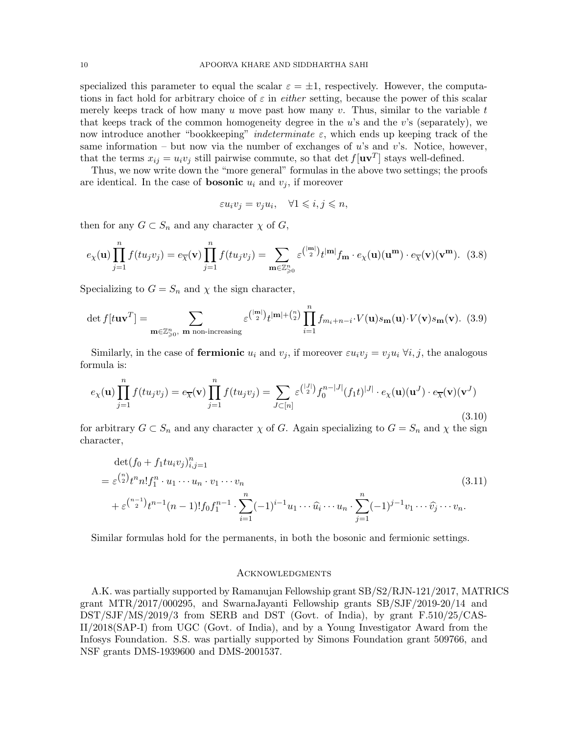specialized this parameter to equal the scalar $\varepsilon = \pm 1$, respectively. However, the computations in fact hold for arbitrary choice of $\varepsilon$ in *either* setting, because the power of this scalar merely keeps track of how many $u$ move past how many $v$. Thus, similar to the variable $t$ that keeps track of the common homogeneity degree in the $u$'s and the $v$'s (separately), we now introduce another "bookkeeping" *indeterminate* $\varepsilon$, which ends up keeping track of the same information – but now via the number of exchanges of $u$'s and $v$'s. Notice, however, that the terms $x_{ij} = u_i v_j$ still pairwise commute, so that $\det f[\mathbf{u}\mathbf{v}^T]$ stays well-defined.

Thus, we now write down the "more general" formulas in the above two settings; the proofs are identical. In the case of **bosonic** $u_i$ and $v_j$, if moreover

$$\varepsilon u_i v_j = v_j u_i, \quad \forall 1 \leqslant i, j \leqslant n,$$

then for any $G \subset S_n$ and any character $\chi$ of $G$,

$$e_\chi(\mathbf{u}) \prod_{j=1}^n f(t u_j v_j) = e_{\overline{\chi}}(\mathbf{v}) \prod_{j=1}^n f(t u_j v_j) = \sum_{\mathbf{m} \in \mathbb{Z}_{\geqslant 0}^n} \varepsilon^{\binom{|\mathbf{m}|}{2}} t^{|\mathbf{m}|} f_{\mathbf{m}} \cdot e_\chi(\mathbf{u})(\mathbf{u}^{\mathbf{m}}) \cdot e_{\overline{\chi}}(\mathbf{v})(\mathbf{v}^{\mathbf{m}}). \tag{3.8}$$

Specializing to $G = S_n$ and $\chi$ the sign character,

$$\det f[t\mathbf{u}\mathbf{v}^T] = \sum_{\mathbf{m} \in \mathbb{Z}_{\geqslant 0}^n, \ \mathbf{m} \text{ non-increasing}} \varepsilon^{\binom{|\mathbf{m}|}{2}} t^{|\mathbf{m}| + \binom{n}{2}} \prod_{i=1}^n f_{m_i + n - i} \cdot V(\mathbf{u}) s_{\mathbf{m}}(\mathbf{u}) \cdot V(\mathbf{v}) s_{\mathbf{m}}(\mathbf{v}). \tag{3.9}$$

Similarly, in the case of **fermionic** $u_i$ and $v_j$, if moreover $\varepsilon u_i v_j = v_j u_i \ \forall i, j$, the analogous formula is:

$$e_\chi(\mathbf{u}) \prod_{j=1}^n f(t u_j v_j) = e_{\overline{\chi}}(\mathbf{v}) \prod_{j=1}^n f(t u_j v_j) = \sum_{J \subset [n]} \varepsilon^{\binom{|J|}{2}} f_0^{n-|J|} (f_1 t)^{|J|} \cdot e_\chi(\mathbf{u})(\mathbf{u}^J) \cdot e_{\overline{\chi}}(\mathbf{v})(\mathbf{v}^J) \tag{3.10}$$

for arbitrary $G \subset S_n$ and any character $\chi$ of $G$. Again specializing to $G = S_n$ and $\chi$ the sign character,

$$\begin{aligned} &\det(f_0 + f_1 t u_i v_j)_{i,j=1}^n \\ &= \varepsilon^{\binom{n}{2}} t^n n! f_1^n \cdot u_1 \cdots u_n \cdot v_1 \cdots v_n \\ &+ \varepsilon^{\binom{n-1}{2}} t^{n-1} (n-1)! f_0 f_1^{n-1} \cdot \sum_{i=1}^n (-1)^{i-1} u_1 \cdots \widehat{u_i} \cdots u_n \cdot \sum_{j=1}^n (-1)^{j-1} v_1 \cdots \widehat{v_j} \cdots v_n. \end{aligned} \tag{3.11}$$

Similar formulas hold for the permanents, in both the bosonic and fermionic settings.

## Acknowledgments

A.K. was partially supported by Ramanujan Fellowship grant SB/S2/RJN-121/2017, MATRICS grant MTR/2017/000295, and SwarnaJayanti Fellowship grants SB/SJF/2019-20/14 and DST/SJF/MS/2019/3 from SERB and DST (Govt. of India), by grant F.510/25/CAS-II/2018(SAP-I) from UGC (Govt. of India), and by a Young Investigator Award from the Infosys Foundation. S.S. was partially supported by Simons Foundation grant 509766, and NSF grants DMS-1939600 and DMS-2001537.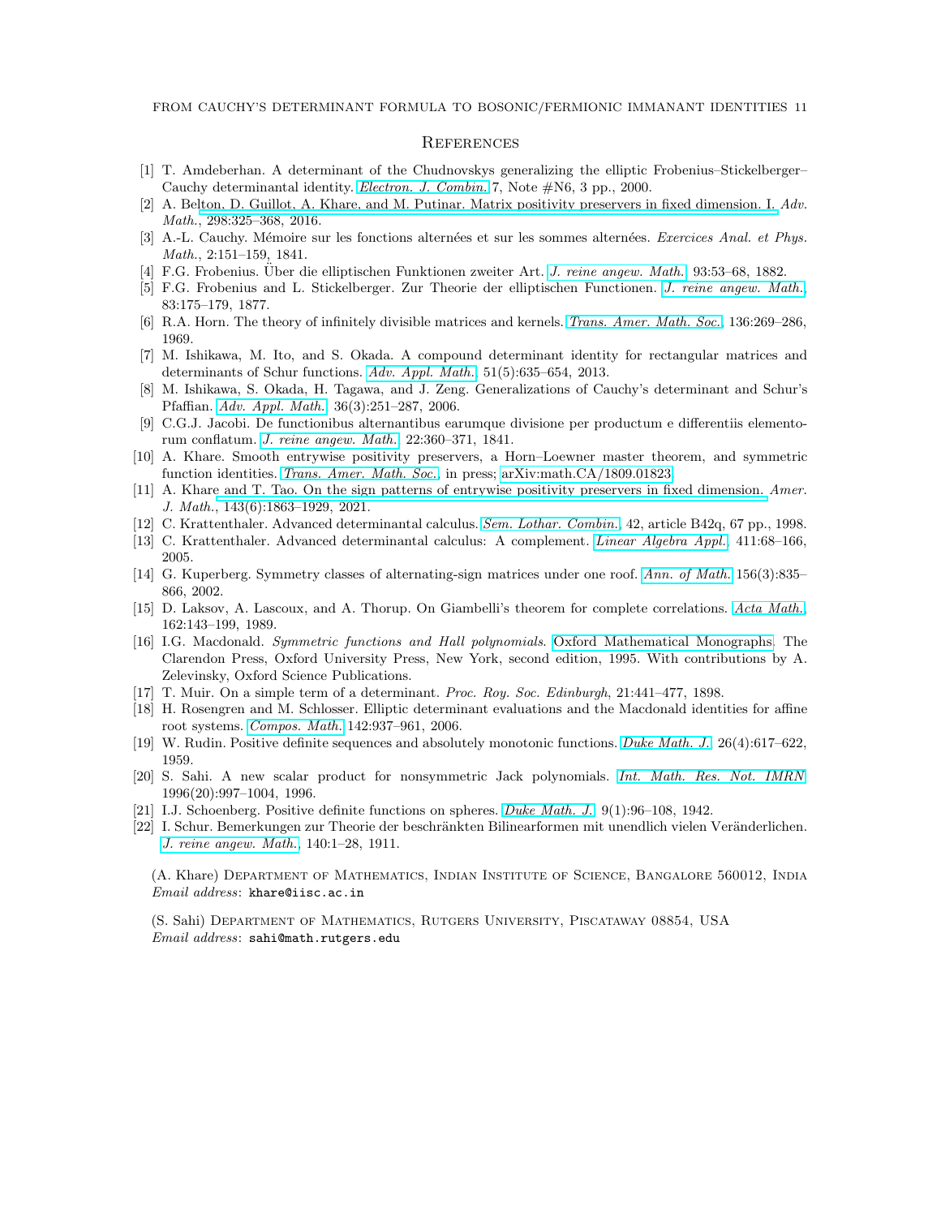## References

[1] T. Amdeberhan. A determinant of the Chudnovskys generalizing the elliptic Frobenius–Stickelberger–Cauchy determinantal identity. *Electron. J. Combin.* 7, Note #N6, 3 pp., 2000.

[2] A. Belton, D. Guillot, A. Khare, and M. Putinar. Matrix positivity preservers in fixed dimension. I. *Adv. Math.*, 298:325–368, 2016.

[3] A.-L. Cauchy. Mémoire sur les fonctions alternées et sur les sommes alternées. *Exercices Anal. et Phys. Math.*, 2:151–159, 1841.

[4] F.G. Frobenius. Über die elliptischen Funktionen zweiter Art. *J. reine angew. Math.* 93:53–68, 1882.

[5] F.G. Frobenius and L. Stickelberger. Zur Theorie der elliptischen Functionen. *J. reine angew. Math.* 83:175–179, 1877.

[6] R.A. Horn. The theory of infinitely divisible matrices and kernels. *Trans. Amer. Math. Soc.* 136:269–286, 1969.

[7] M. Ishikawa, M. Ito, and S. Okada. A compound determinant identity for rectangular matrices and determinants of Schur functions. *Adv. Appl. Math.* 51(5):635–654, 2013.

[8] M. Ishikawa, S. Okada, H. Tagawa, and J. Zeng. Generalizations of Cauchy's determinant and Schur's Pfaffian. *Adv. Appl. Math.* 36(3):251–287, 2006.

[9] C.G.J. Jacobi. De functionibus alternantibus earumque divisione per productum e differentiis elementorum conflatum. *J. reine angew. Math.* 22:360–371, 1841.

[10] A. Khare. Smooth entrywise positivity preservers, a Horn–Loewner master theorem, and symmetric function identities. *Trans. Amer. Math. Soc.*, in press; arXiv:math.CA/1809.01823.

[11] A. Khare and T. Tao. On the sign patterns of entrywise positivity preservers in fixed dimension. *Amer. J. Math.*, 143(6):1863–1929, 2021.

[12] C. Krattenthaler. Advanced determinantal calculus. *Sem. Lothar. Combin.* 42, article B42q, 67 pp., 1998.

[13] C. Krattenthaler. Advanced determinantal calculus: A complement. *Linear Algebra Appl.*, 411:68–166, 2005.

[14] G. Kuperberg. Symmetry classes of alternating-sign matrices under one roof. *Ann. of Math.* 156(3):835–866, 2002.

[15] D. Laksov, A. Lascoux, and A. Thorup. On Giambelli's theorem for complete correlations. *Acta Math.* 162:143–199, 1989.

[16] I.G. Macdonald. *Symmetric functions and Hall polynomials*. Oxford Mathematical Monographs. The Clarendon Press, Oxford University Press, New York, second edition, 1995. With contributions by A. Zelevinsky, Oxford Science Publications.

[17] T. Muir. On a simple term of a determinant. *Proc. Roy. Soc. Edinburgh*, 21:441–477, 1898.

[18] H. Rosengren and M. Schlosser. Elliptic determinant evaluations and the Macdonald identities for affine root systems. *Compos. Math.* 142:937–961, 2006.

[19] W. Rudin. Positive definite sequences and absolutely monotonic functions. *Duke Math. J.* 26(4):617–622, 1959.

[20] S. Sahi. A new scalar product for nonsymmetric Jack polynomials. *Int. Math. Res. Not. IMRN* 1996(20):997–1004, 1996.

[21] I.J. Schoenberg. Positive definite functions on spheres. *Duke Math. J.* 9(1):96–108, 1942.

[22] I. Schur. Bemerkungen zur Theorie der beschränkten Bilinearformen mit unendlich vielen Veränderlichen. *J. reine angew. Math.*, 140:1–28, 1911.

(A. Khare) Department of Mathematics, Indian Institute of Science, Bangalore 560012, India
*Email address*: khare@iisc.ac.in

(S. Sahi) Department of Mathematics, Rutgers University, Piscataway 08854, USA
*Email address*: sahi@math.rutgers.edu